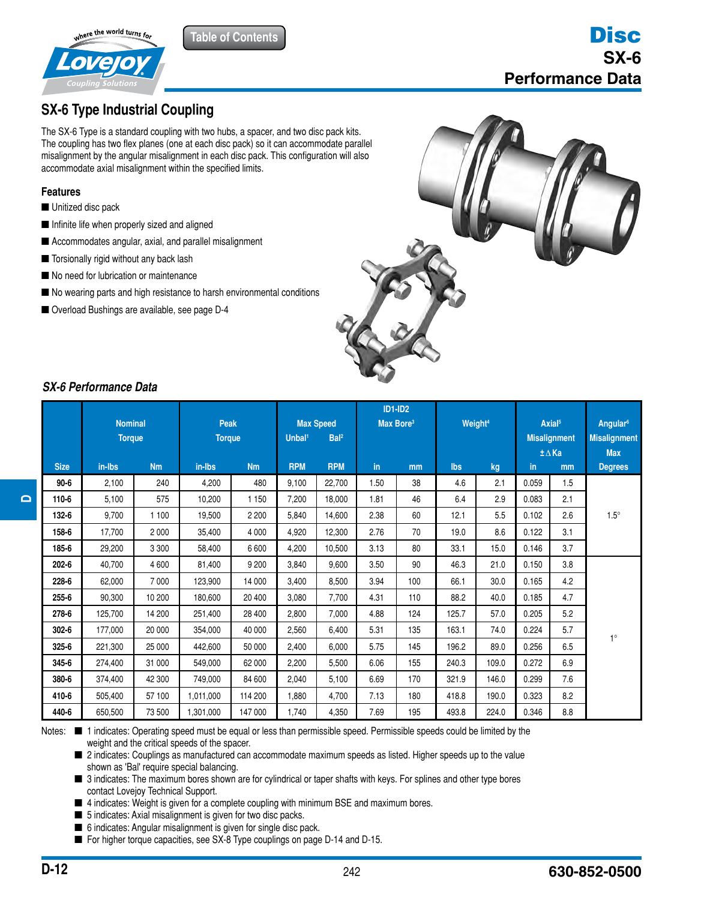# Disc
## SX-6
## Performance Data

## SX-6 Type Industrial Coupling

The SX-6 Type is a standard coupling with two hubs, a spacer, and two disc pack kits. The coupling has two flex planes (one at each disc pack) so it can accommodate parallel misalignment by the angular misalignment in each disc pack. This configuration will also accommodate axial misalignment within the specified limits.

### Features

- Unitized disc pack
- Infinite life when properly sized and aligned
- Accommodates angular, axial, and parallel misalignment
- Torsionally rigid without any back lash
- No need for lubrication or maintenance
- No wearing parts and high resistance to harsh environmental conditions
- Overload Bushings are available, see page D-4

### *SX-6 Performance Data*

| | Nominal Torque | | Peak Torque | | Max Speed | | ID1-ID2 Max Bore[3] | | Weight[4] | | Axial[5] Misalignment ±∆Ka | | Angular[6] Misalignment Max |
|---|---|---|---|---|---|---|---|---|---|---|---|---|---|
| | | | | | Unbal[1] | Bal[2] | | | | | | | |
| **Size** | **in-lbs** | **Nm** | **in-lbs** | **Nm** | **RPM** | **RPM** | **in** | **mm** | **lbs** | **kg** | **in** | **mm** | **Degrees** |
| **90-6** | 2,100 | 240 | 4,200 | 480 | 9,100 | 22,700 | 1.50 | 38 | 4.6 | 2.1 | 0.059 | 1.5 | 1.5° |
| **110-6** | 5,100 | 575 | 10,200 | 1 150 | 7,200 | 18,000 | 1.81 | 46 | 6.4 | 2.9 | 0.083 | 2.1 | 1.5° |
| **132-6** | 9,700 | 1 100 | 19,500 | 2 200 | 5,840 | 14,600 | 2.38 | 60 | 12.1 | 5.5 | 0.102 | 2.6 | 1.5° |
| **158-6** | 17,700 | 2 000 | 35,400 | 4 000 | 4,920 | 12,300 | 2.76 | 70 | 19.0 | 8.6 | 0.122 | 3.1 | 1.5° |
| **185-6** | 29,200 | 3 300 | 58,400 | 6 600 | 4,200 | 10,500 | 3.13 | 80 | 33.1 | 15.0 | 0.146 | 3.7 | 1.5° |
| **202-6** | 40,700 | 4 600 | 81,400 | 9 200 | 3,840 | 9,600 | 3.50 | 90 | 46.3 | 21.0 | 0.150 | 3.8 | 1° |
| **228-6** | 62,000 | 7 000 | 123,900 | 14 000 | 3,400 | 8,500 | 3.94 | 100 | 66.1 | 30.0 | 0.165 | 4.2 | 1° |
| **255-6** | 90,300 | 10 200 | 180,600 | 20 400 | 3,080 | 7,700 | 4.31 | 110 | 88.2 | 40.0 | 0.185 | 4.7 | 1° |
| **278-6** | 125,700 | 14 200 | 251,400 | 28 400 | 2,800 | 7,000 | 4.88 | 124 | 125.7 | 57.0 | 0.205 | 5.2 | 1° |
| **302-6** | 177,000 | 20 000 | 354,000 | 40 000 | 2,560 | 6,400 | 5.31 | 135 | 163.1 | 74.0 | 0.224 | 5.7 | 1° |
| **325-6** | 221,300 | 25 000 | 442,600 | 50 000 | 2,400 | 6,000 | 5.75 | 145 | 196.2 | 89.0 | 0.256 | 6.5 | 1° |
| **345-6** | 274,400 | 31 000 | 549,000 | 62 000 | 2,200 | 5,500 | 6.06 | 155 | 240.3 | 109.0 | 0.272 | 6.9 | 1° |
| **380-6** | 374,400 | 42 300 | 749,000 | 84 600 | 2,040 | 5,100 | 6.69 | 170 | 321.9 | 146.0 | 0.299 | 7.6 | 1° |
| **410-6** | 505,400 | 57 100 | 1,011,000 | 114 200 | 1,880 | 4,700 | 7.13 | 180 | 418.8 | 190.0 | 0.323 | 8.2 | 1° |
| **440-6** | 650,500 | 73 500 | 1,301,000 | 147 000 | 1,740 | 4,350 | 7.69 | 195 | 493.8 | 224.0 | 0.346 | 8.8 | 1° |

Notes:
- 1 indicates: Operating speed must be equal or less than permissible speed. Permissible speeds could be limited by the weight and the critical speeds of the spacer.
- 2 indicates: Couplings as manufactured can accommodate maximum speeds as listed. Higher speeds up to the value shown as 'Bal' require special balancing.
- 3 indicates: The maximum bores shown are for cylindrical or taper shafts with keys. For splines and other type bores contact Lovejoy Technical Support.
- 4 indicates: Weight is given for a complete coupling with minimum BSE and maximum bores.
- 5 indicates: Axial misalignment is given for two disc packs.
- 6 indicates: Angular misalignment is given for single disc pack.
- For higher torque capacities, see SX-8 Type couplings on page D-14 and D-15.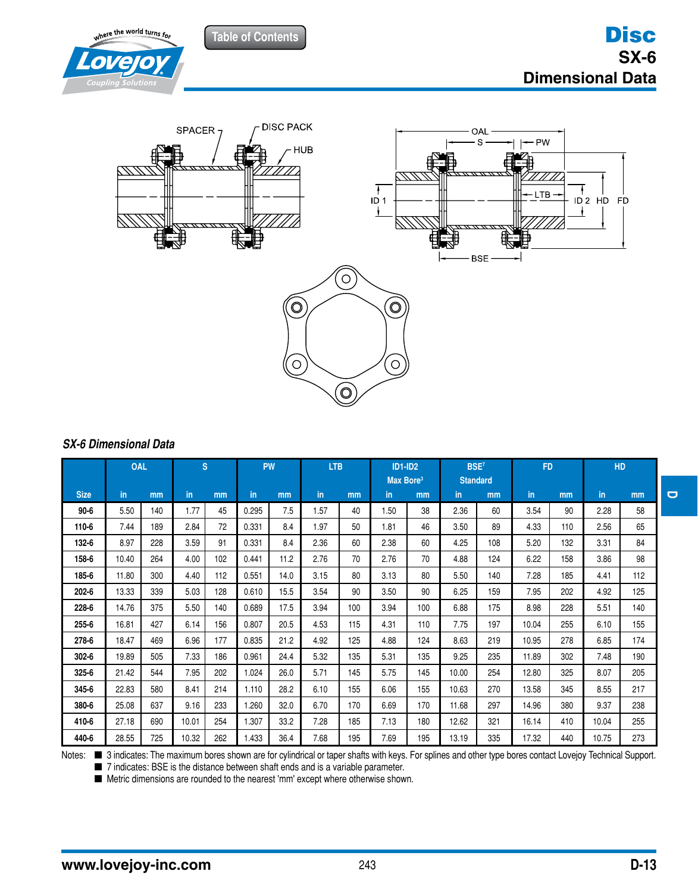# Disc
## SX-6
## Dimensional Data

SPACER DISC PACK HUB

OAL S PW LTB ID 1 ID 2 HD FD BSE

### *SX-6 Dimensional Data*

| Size | OAL | | S | | PW | | LTB | | ID1-ID2 Max Bore[3] | | BSE[7] Standard | | FD | | HD | |
|---|---|---|---|---|---|---|---|---|---|---|---|---|---|---|---|---|
| | in | mm | in | mm | in | mm | in | mm | in | mm | in | mm | in | mm | in | mm |
| **90-6** | 5.50 | 140 | 1.77 | 45 | 0.295 | 7.5 | 1.57 | 40 | 1.50 | 38 | 2.36 | 60 | 3.54 | 90 | 2.28 | 58 |
| **110-6** | 7.44 | 189 | 2.84 | 72 | 0.331 | 8.4 | 1.97 | 50 | 1.81 | 46 | 3.50 | 89 | 4.33 | 110 | 2.56 | 65 |
| **132-6** | 8.97 | 228 | 3.59 | 91 | 0.331 | 8.4 | 2.36 | 60 | 2.38 | 60 | 4.25 | 108 | 5.20 | 132 | 3.31 | 84 |
| **158-6** | 10.40 | 264 | 4.00 | 102 | 0.441 | 11.2 | 2.76 | 70 | 2.76 | 70 | 4.88 | 124 | 6.22 | 158 | 3.86 | 98 |
| **185-6** | 11.80 | 300 | 4.40 | 112 | 0.551 | 14.0 | 3.15 | 80 | 3.13 | 80 | 5.50 | 140 | 7.28 | 185 | 4.41 | 112 |
| **202-6** | 13.33 | 339 | 5.03 | 128 | 0.610 | 15.5 | 3.54 | 90 | 3.50 | 90 | 6.25 | 159 | 7.95 | 202 | 4.92 | 125 |
| **228-6** | 14.76 | 375 | 5.50 | 140 | 0.689 | 17.5 | 3.94 | 100 | 3.94 | 100 | 6.88 | 175 | 8.98 | 228 | 5.51 | 140 |
| **255-6** | 16.81 | 427 | 6.14 | 156 | 0.807 | 20.5 | 4.53 | 115 | 4.31 | 110 | 7.75 | 197 | 10.04 | 255 | 6.10 | 155 |
| **278-6** | 18.47 | 469 | 6.96 | 177 | 0.835 | 21.2 | 4.92 | 125 | 4.88 | 124 | 8.63 | 219 | 10.95 | 278 | 6.85 | 174 |
| **302-6** | 19.89 | 505 | 7.33 | 186 | 0.961 | 24.4 | 5.32 | 135 | 5.31 | 135 | 9.25 | 235 | 11.89 | 302 | 7.48 | 190 |
| **325-6** | 21.42 | 544 | 7.95 | 202 | 1.024 | 26.0 | 5.71 | 145 | 5.75 | 145 | 10.00 | 254 | 12.80 | 325 | 8.07 | 205 |
| **345-6** | 22.83 | 580 | 8.41 | 214 | 1.110 | 28.2 | 6.10 | 155 | 6.06 | 155 | 10.63 | 270 | 13.58 | 345 | 8.55 | 217 |
| **380-6** | 25.08 | 637 | 9.16 | 233 | 1.260 | 32.0 | 6.70 | 170 | 6.69 | 170 | 11.68 | 297 | 14.96 | 380 | 9.37 | 238 |
| **410-6** | 27.18 | 690 | 10.01 | 254 | 1.307 | 33.2 | 7.28 | 185 | 7.13 | 180 | 12.62 | 321 | 16.14 | 410 | 10.04 | 255 |
| **440-6** | 28.55 | 725 | 10.32 | 262 | 1.433 | 36.4 | 7.68 | 195 | 7.69 | 195 | 13.19 | 335 | 17.32 | 440 | 10.75 | 273 |

Notes:
- 3 indicates: The maximum bores shown are for cylindrical or taper shafts with keys. For splines and other type bores contact Lovejoy Technical Support.
- 7 indicates: BSE is the distance between shaft ends and is a variable parameter.
- Metric dimensions are rounded to the nearest 'mm' except where otherwise shown.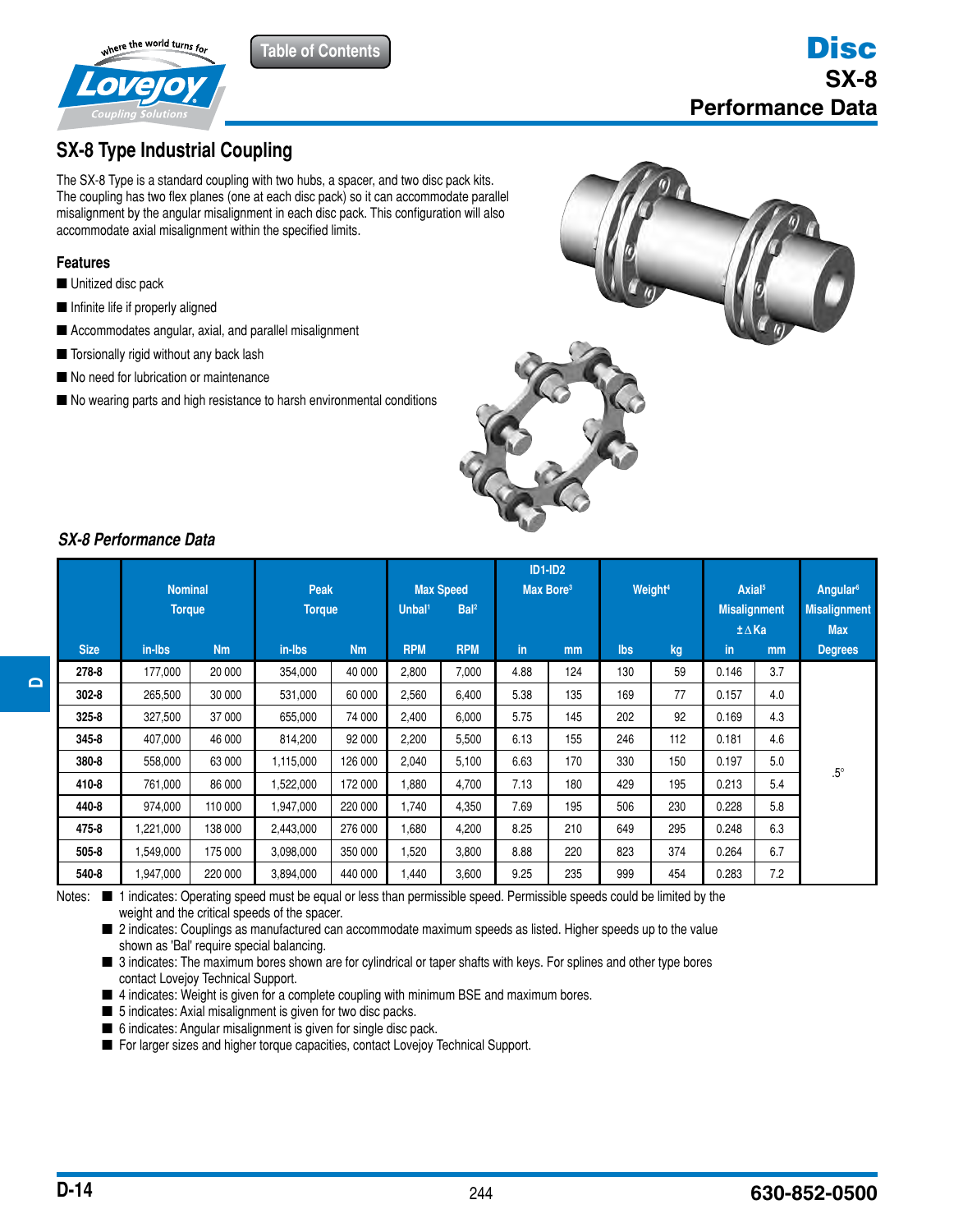# Disc SX-8 Performance Data

## SX-8 Type Industrial Coupling

The SX-8 Type is a standard coupling with two hubs, a spacer, and two disc pack kits. The coupling has two flex planes (one at each disc pack) so it can accommodate parallel misalignment by the angular misalignment in each disc pack. This configuration will also accommodate axial misalignment within the specified limits.

### Features

- Unitized disc pack
- Infinite life if properly aligned
- Accommodates angular, axial, and parallel misalignment
- Torsionally rigid without any back lash
- No need for lubrication or maintenance
- No wearing parts and high resistance to harsh environmental conditions

### *SX-8 Performance Data*

| | Nominal Torque | | Peak Torque | | Max Speed | | ID1-ID2 Max Bore[3] | | Weight[4] | | Axial[5] Misalignment ±ΔKa | | Angular[6] Misalignment Max |
|---|---|---|---|---|---|---|---|---|---|---|---|---|---|
| | | | | | Unbal[1] | Bal[2] | | | | | | | |
| **Size** | **in-lbs** | **Nm** | **in-lbs** | **Nm** | **RPM** | **RPM** | **in** | **mm** | **lbs** | **kg** | **in** | **mm** | **Degrees** |
| **278-8** | 177,000 | 20 000 | 354,000 | 40 000 | 2,800 | 7,000 | 4.88 | 124 | 130 | 59 | 0.146 | 3.7 | .5° |
| **302-8** | 265,500 | 30 000 | 531,000 | 60 000 | 2,560 | 6,400 | 5.38 | 135 | 169 | 77 | 0.157 | 4.0 | |
| **325-8** | 327,500 | 37 000 | 655,000 | 74 000 | 2,400 | 6,000 | 5.75 | 145 | 202 | 92 | 0.169 | 4.3 | |
| **345-8** | 407,000 | 46 000 | 814,200 | 92 000 | 2,200 | 5,500 | 6.13 | 155 | 246 | 112 | 0.181 | 4.6 | |
| **380-8** | 558,000 | 63 000 | 1,115,000 | 126 000 | 2,040 | 5,100 | 6.63 | 170 | 330 | 150 | 0.197 | 5.0 | |
| **410-8** | 761,000 | 86 000 | 1,522,000 | 172 000 | 1,880 | 4,700 | 7.13 | 180 | 429 | 195 | 0.213 | 5.4 | |
| **440-8** | 974,000 | 110 000 | 1,947,000 | 220 000 | 1,740 | 4,350 | 7.69 | 195 | 506 | 230 | 0.228 | 5.8 | |
| **475-8** | 1,221,000 | 138 000 | 2,443,000 | 276 000 | 1,680 | 4,200 | 8.25 | 210 | 649 | 295 | 0.248 | 6.3 | |
| **505-8** | 1,549,000 | 175 000 | 3,098,000 | 350 000 | 1,520 | 3,800 | 8.88 | 220 | 823 | 374 | 0.264 | 6.7 | |
| **540-8** | 1,947,000 | 220 000 | 3,894,000 | 440 000 | 1,440 | 3,600 | 9.25 | 235 | 999 | 454 | 0.283 | 7.2 | |

Notes:
- 1 indicates: Operating speed must be equal or less than permissible speed. Permissible speeds could be limited by the weight and the critical speeds of the spacer.
- 2 indicates: Couplings as manufactured can accommodate maximum speeds as listed. Higher speeds up to the value shown as 'Bal' require special balancing.
- 3 indicates: The maximum bores shown are for cylindrical or taper shafts with keys. For splines and other type bores contact Lovejoy Technical Support.
- 4 indicates: Weight is given for a complete coupling with minimum BSE and maximum bores.
- 5 indicates: Axial misalignment is given for two disc packs.
- 6 indicates: Angular misalignment is given for single disc pack.
- For larger sizes and higher torque capacities, contact Lovejoy Technical Support.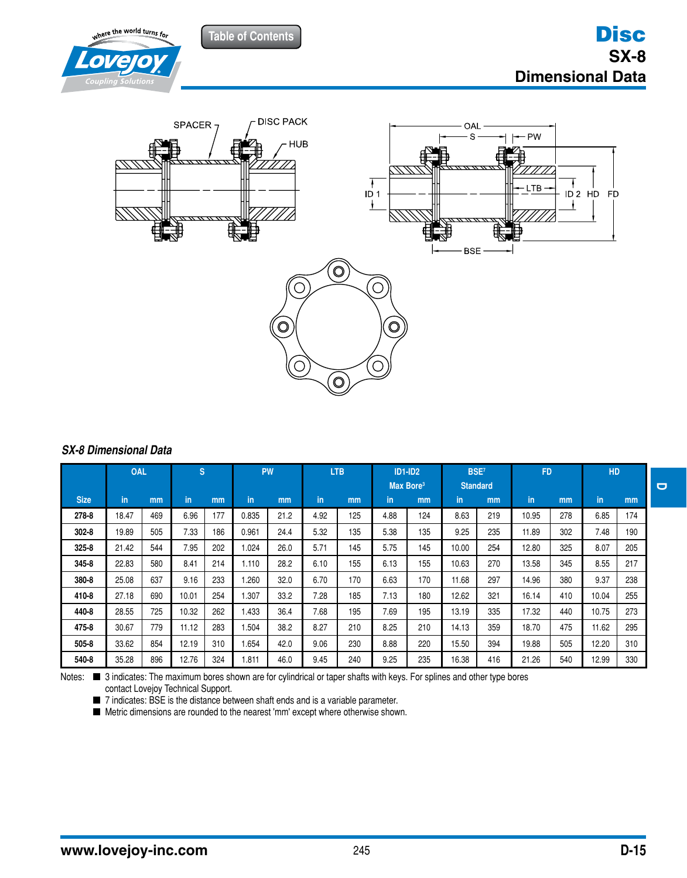# Disc
## SX-8
## Dimensional Data

SPACER
DISC PACK
HUB
OAL
S
PW
LTB
ID 1
ID 2
HD
FD
BSE

### *SX-8 Dimensional Data*

| | OAL | | S | | PW | | LTB | | ID1-ID2 Max Bore[3] | | BSE[7] Standard | | FD | | HD | |
|---|---|---|---|---|---|---|---|---|---|---|---|---|---|---|---|---|
| Size | in | mm | in | mm | in | mm | in | mm | in | mm | in | mm | in | mm | in | mm |
| 278-8 | 18.47 | 469 | 6.96 | 177 | 0.835 | 21.2 | 4.92 | 125 | 4.88 | 124 | 8.63 | 219 | 10.95 | 278 | 6.85 | 174 |
| 302-8 | 19.89 | 505 | 7.33 | 186 | 0.961 | 24.4 | 5.32 | 135 | 5.38 | 135 | 9.25 | 235 | 11.89 | 302 | 7.48 | 190 |
| 325-8 | 21.42 | 544 | 7.95 | 202 | 1.024 | 26.0 | 5.71 | 145 | 5.75 | 145 | 10.00 | 254 | 12.80 | 325 | 8.07 | 205 |
| 345-8 | 22.83 | 580 | 8.41 | 214 | 1.110 | 28.2 | 6.10 | 155 | 6.13 | 155 | 10.63 | 270 | 13.58 | 345 | 8.55 | 217 |
| 380-8 | 25.08 | 637 | 9.16 | 233 | 1.260 | 32.0 | 6.70 | 170 | 6.63 | 170 | 11.68 | 297 | 14.96 | 380 | 9.37 | 238 |
| 410-8 | 27.18 | 690 | 10.01 | 254 | 1.307 | 33.2 | 7.28 | 185 | 7.13 | 180 | 12.62 | 321 | 16.14 | 410 | 10.04 | 255 |
| 440-8 | 28.55 | 725 | 10.32 | 262 | 1.433 | 36.4 | 7.68 | 195 | 7.69 | 195 | 13.19 | 335 | 17.32 | 440 | 10.75 | 273 |
| 475-8 | 30.67 | 779 | 11.12 | 283 | 1.504 | 38.2 | 8.27 | 210 | 8.25 | 210 | 14.13 | 359 | 18.70 | 475 | 11.62 | 295 |
| 505-8 | 33.62 | 854 | 12.19 | 310 | 1.654 | 42.0 | 9.06 | 230 | 8.88 | 220 | 15.50 | 394 | 19.88 | 505 | 12.20 | 310 |
| 540-8 | 35.28 | 896 | 12.76 | 324 | 1.811 | 46.0 | 9.45 | 240 | 9.25 | 235 | 16.38 | 416 | 21.26 | 540 | 12.99 | 330 |

Notes:
- 3 indicates: The maximum bores shown are for cylindrical or taper shafts with keys. For splines and other type bores contact Lovejoy Technical Support.
- 7 indicates: BSE is the distance between shaft ends and is a variable parameter.
- Metric dimensions are rounded to the nearest 'mm' except where otherwise shown.